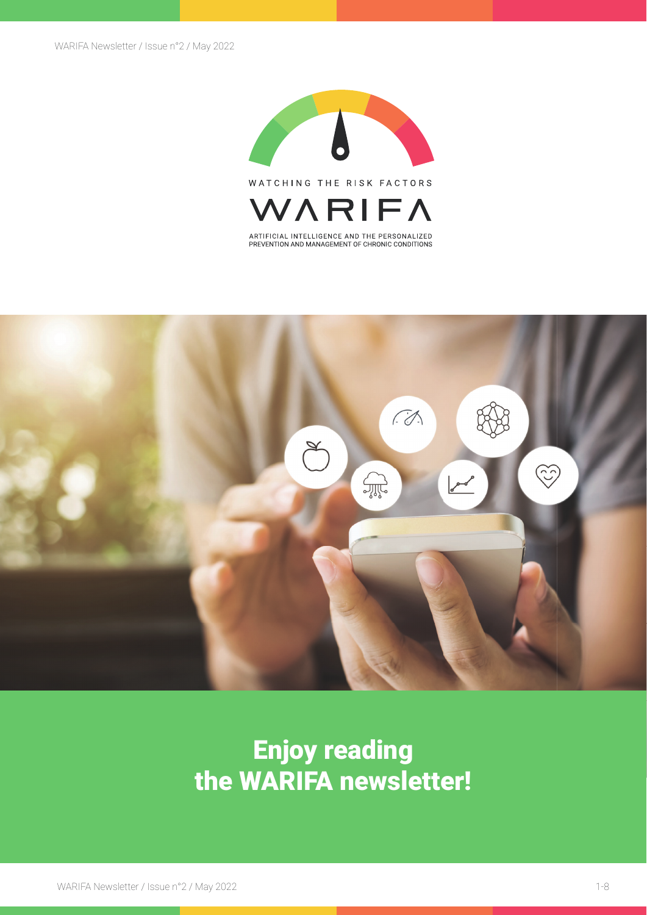WATCHING THE RISK FACTORS

# WARIFA

ARTIFICIAL INTELLIGENCE AND THE PERSONALIZED PREVENTION AND MANAGEMENT OF CHRONIC CONDITIONS

## Enjoy reading the WARIFA newsletter!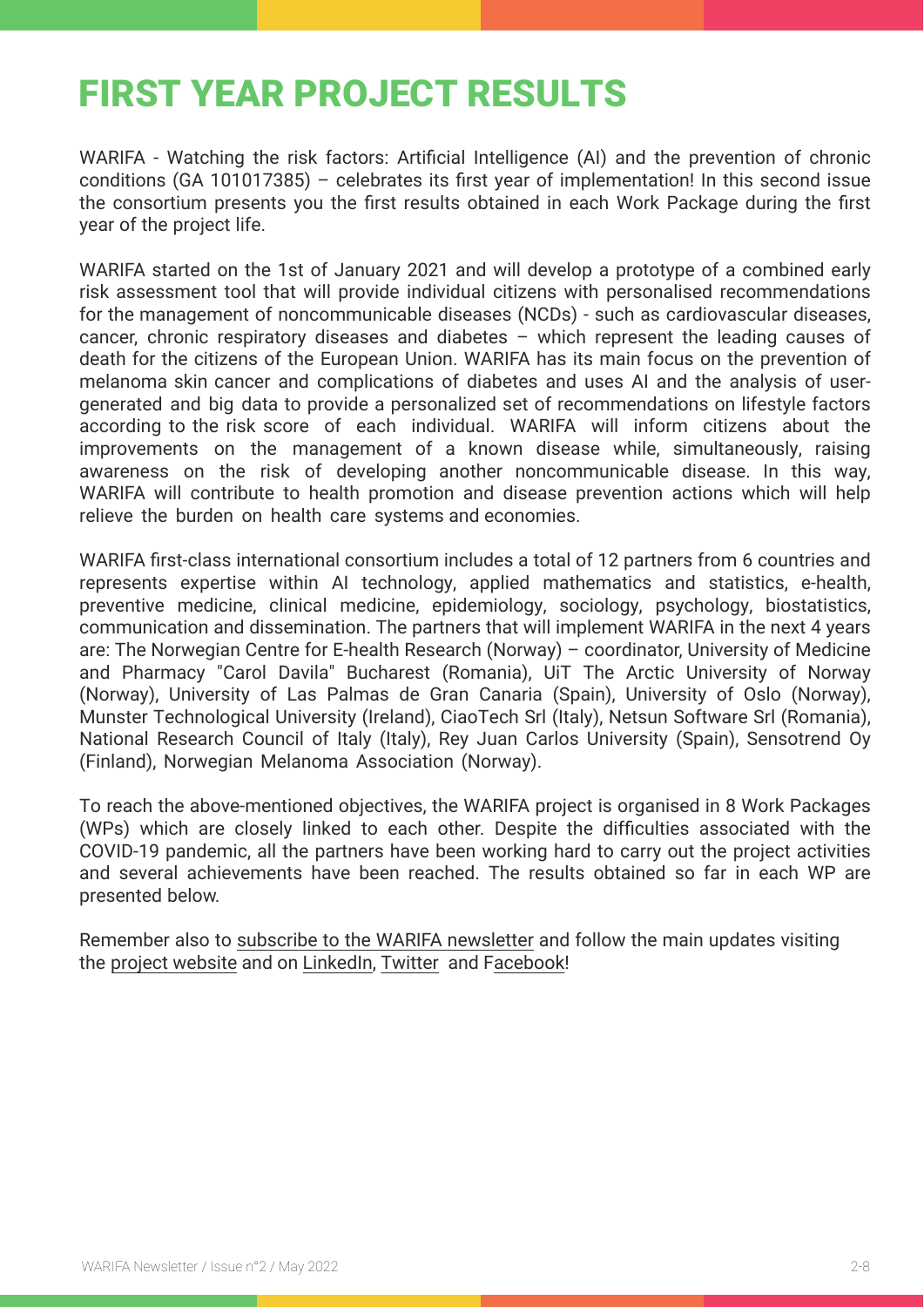# FIRST YEAR PROJECT RESULTS

WARIFA - Watching the risk factors: Artificial Intelligence (AI) and the prevention of chronic conditions (GA 101017385) – celebrates its first year of implementation! In this second issue the consortium presents you the first results obtained in each Work Package during the first year of the project life.

WARIFA started on the 1st of January 2021 and will develop a prototype of a combined early risk assessment tool that will provide individual citizens with personalised recommendations for the management of noncommunicable diseases (NCDs) - such as cardiovascular diseases, cancer, chronic respiratory diseases and diabetes – which represent the leading causes of death for the citizens of the European Union. WARIFA has its main focus on the prevention of melanoma skin cancer and complications of diabetes and uses AI and the analysis of user-generated and big data to provide a personalized set of recommendations on lifestyle factors according to the risk score of each individual. WARIFA will inform citizens about the improvements on the management of a known disease while, simultaneously, raising awareness on the risk of developing another noncommunicable disease. In this way, WARIFA will contribute to health promotion and disease prevention actions which will help relieve the burden on health care systems and economies.

WARIFA first-class international consortium includes a total of 12 partners from 6 countries and represents expertise within AI technology, applied mathematics and statistics, e-health, preventive medicine, clinical medicine, epidemiology, sociology, psychology, biostatistics, communication and dissemination. The partners that will implement WARIFA in the next 4 years are: The Norwegian Centre for E-health Research (Norway) – coordinator, University of Medicine and Pharmacy "Carol Davila" Bucharest (Romania), UiT The Arctic University of Norway (Norway), University of Las Palmas de Gran Canaria (Spain), University of Oslo (Norway), Munster Technological University (Ireland), CiaoTech Srl (Italy), Netsun Software Srl (Romania), National Research Council of Italy (Italy), Rey Juan Carlos University (Spain), Sensotrend Oy (Finland), Norwegian Melanoma Association (Norway).

To reach the above-mentioned objectives, the WARIFA project is organised in 8 Work Packages (WPs) which are closely linked to each other. Despite the difficulties associated with the COVID-19 pandemic, all the partners have been working hard to carry out the project activities and several achievements have been reached. The results obtained so far in each WP are presented below.

Remember also to subscribe to the WARIFA newsletter and follow the main updates visiting the project website and on LinkedIn, Twitter and Facebook!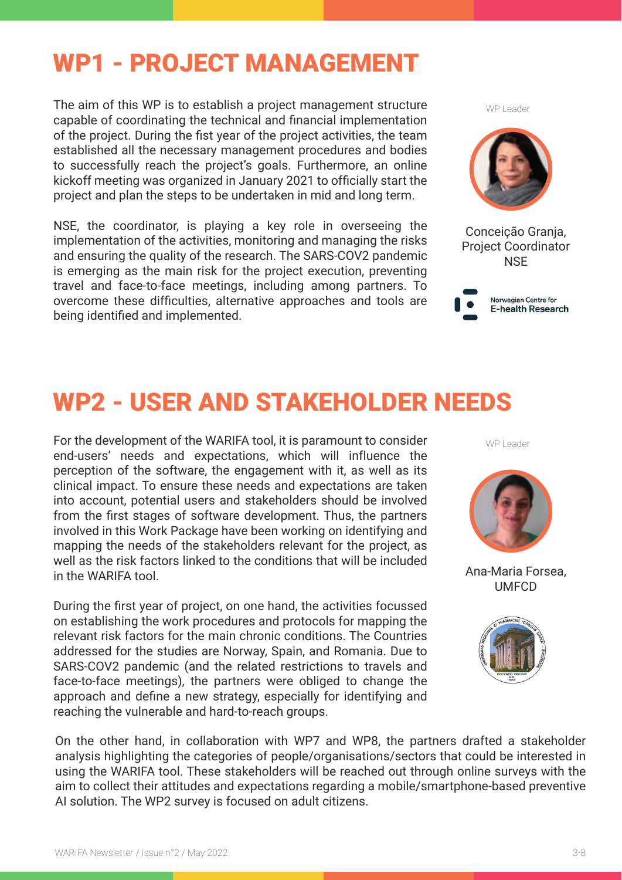# WP1 - PROJECT MANAGEMENT

The aim of this WP is to establish a project management structure capable of coordinating the technical and financial implementation of the project. During the fist year of the project activities, the team established all the necessary management procedures and bodies to successfully reach the project's goals. Furthermore, an online kickoff meeting was organized in January 2021 to officially start the project and plan the steps to be undertaken in mid and long term.

NSE, the coordinator, is playing a key role in overseeing the implementation of the activities, monitoring and managing the risks and ensuring the quality of the research. The SARS-COV2 pandemic is emerging as the main risk for the project execution, preventing travel and face-to-face meetings, including among partners. To overcome these difficulties, alternative approaches and tools are being identified and implemented.

WP Leader

Conceição Granja, Project Coordinator NSE

Norwegian Centre for E-health Research

# WP2 - USER AND STAKEHOLDER NEEDS

For the development of the WARIFA tool, it is paramount to consider end-users' needs and expectations, which will influence the perception of the software, the engagement with it, as well as its clinical impact. To ensure these needs and expectations are taken into account, potential users and stakeholders should be involved from the first stages of software development. Thus, the partners involved in this Work Package have been working on identifying and mapping the needs of the stakeholders relevant for the project, as well as the risk factors linked to the conditions that will be included in the WARIFA tool.

During the first year of project, on one hand, the activities focussed on establishing the work procedures and protocols for mapping the relevant risk factors for the main chronic conditions. The Countries addressed for the studies are Norway, Spain, and Romania. Due to SARS-COV2 pandemic (and the related restrictions to travels and face-to-face meetings), the partners were obliged to change the approach and define a new strategy, especially for identifying and reaching the vulnerable and hard-to-reach groups.

WP Leader

Ana-Maria Forsea, UMFCD

On the other hand, in collaboration with WP7 and WP8, the partners drafted a stakeholder analysis highlighting the categories of people/organisations/sectors that could be interested in using the WARIFA tool. These stakeholders will be reached out through online surveys with the aim to collect their attitudes and expectations regarding a mobile/smartphone-based preventive AI solution. The WP2 survey is focused on adult citizens.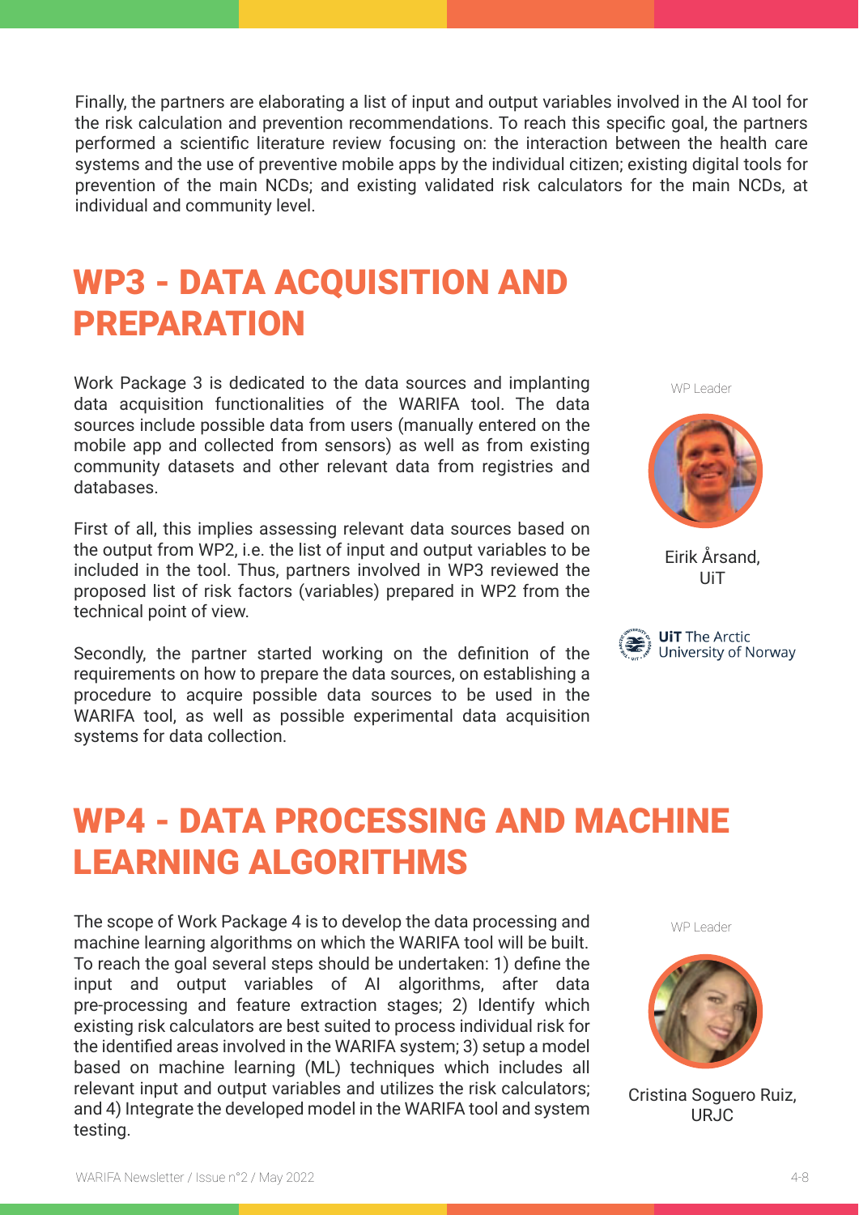Finally, the partners are elaborating a list of input and output variables involved in the AI tool for the risk calculation and prevention recommendations. To reach this specific goal, the partners performed a scientific literature review focusing on: the interaction between the health care systems and the use of preventive mobile apps by the individual citizen; existing digital tools for prevention of the main NCDs; and existing validated risk calculators for the main NCDs, at individual and community level.

# WP3 - DATA ACQUISITION AND PREPARATION

WP Leader

Eirik Årsand, UiT

UiT The Arctic University of Norway

Work Package 3 is dedicated to the data sources and implanting data acquisition functionalities of the WARIFA tool. The data sources include possible data from users (manually entered on the mobile app and collected from sensors) as well as from existing community datasets and other relevant data from registries and databases.

First of all, this implies assessing relevant data sources based on the output from WP2, i.e. the list of input and output variables to be included in the tool. Thus, partners involved in WP3 reviewed the proposed list of risk factors (variables) prepared in WP2 from the technical point of view.

Secondly, the partner started working on the definition of the requirements on how to prepare the data sources, on establishing a procedure to acquire possible data sources to be used in the WARIFA tool, as well as possible experimental data acquisition systems for data collection.

# WP4 - DATA PROCESSING AND MACHINE LEARNING ALGORITHMS

WP Leader

Cristina Soguero Ruiz, URJC

The scope of Work Package 4 is to develop the data processing and machine learning algorithms on which the WARIFA tool will be built. To reach the goal several steps should be undertaken: 1) define the input and output variables of AI algorithms, after data pre-processing and feature extraction stages; 2) Identify which existing risk calculators are best suited to process individual risk for the identified areas involved in the WARIFA system; 3) setup a model based on machine learning (ML) techniques which includes all relevant input and output variables and utilizes the risk calculators; and 4) Integrate the developed model in the WARIFA tool and system testing.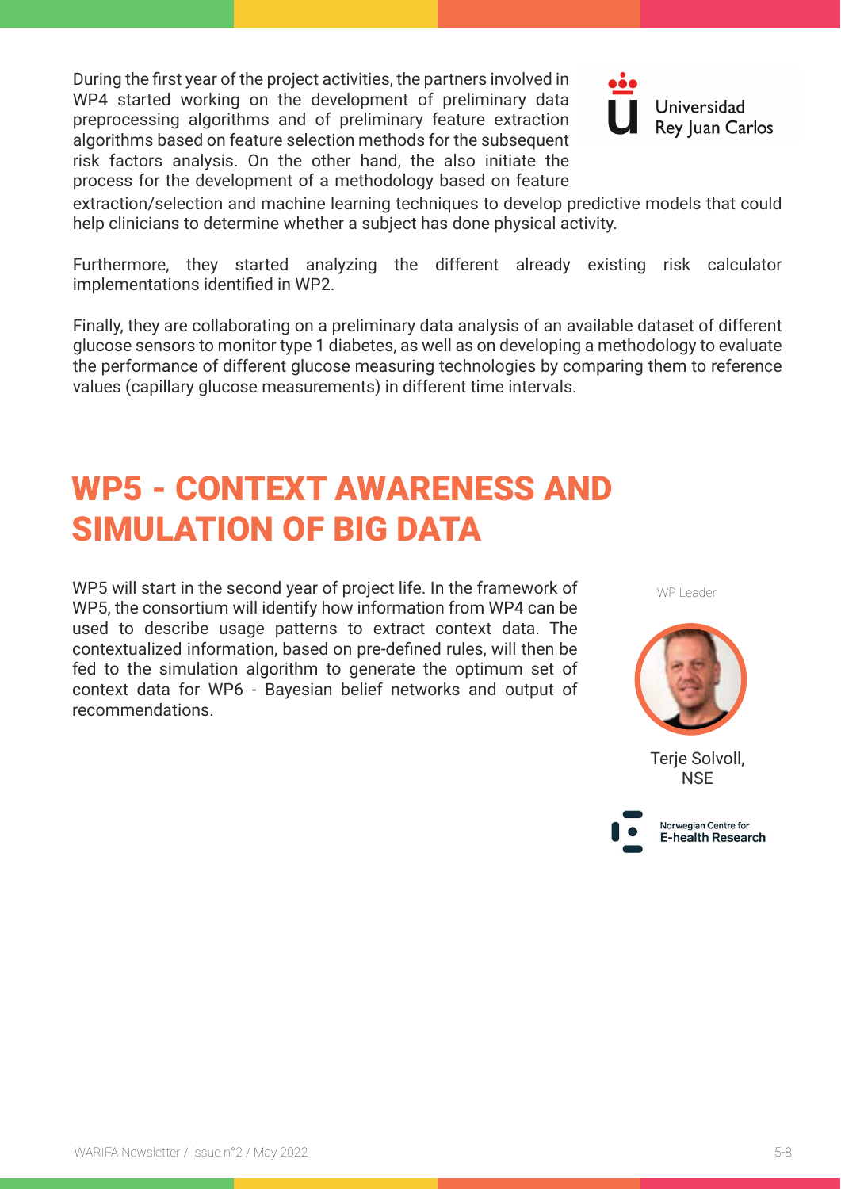During the first year of the project activities, the partners involved in WP4 started working on the development of preliminary data preprocessing algorithms and of preliminary feature extraction algorithms based on feature selection methods for the subsequent risk factors analysis. On the other hand, the also initiate the process for the development of a methodology based on feature extraction/selection and machine learning techniques to develop predictive models that could help clinicians to determine whether a subject has done physical activity.

Universidad Rey Juan Carlos

Furthermore, they started analyzing the different already existing risk calculator implementations identified in WP2.

Finally, they are collaborating on a preliminary data analysis of an available dataset of different glucose sensors to monitor type 1 diabetes, as well as on developing a methodology to evaluate the performance of different glucose measuring technologies by comparing them to reference values (capillary glucose measurements) in different time intervals.

# WP5 - CONTEXT AWARENESS AND SIMULATION OF BIG DATA

WP5 will start in the second year of project life. In the framework of WP5, the consortium will identify how information from WP4 can be used to describe usage patterns to extract context data. The contextualized information, based on pre-defined rules, will then be fed to the simulation algorithm to generate the optimum set of context data for WP6 - Bayesian belief networks and output of recommendations.

WP Leader

Terje Solvoll, NSE

Norwegian Centre for E-health Research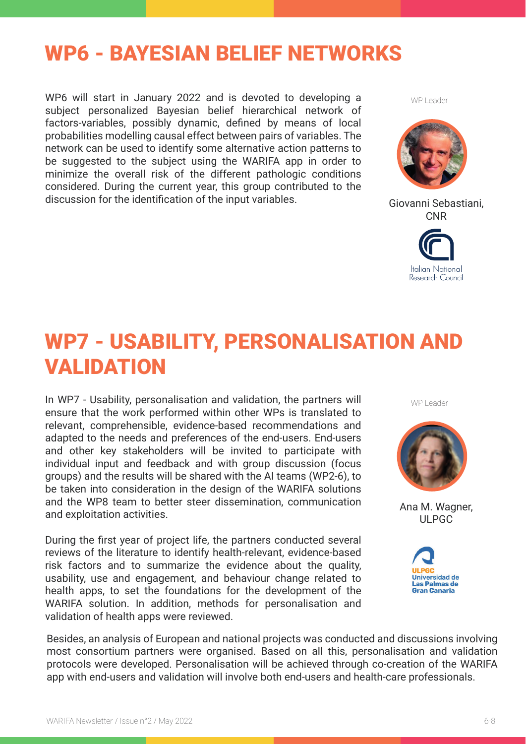# WP6 - BAYESIAN BELIEF NETWORKS

WP6 will start in January 2022 and is devoted to developing a subject personalized Bayesian belief hierarchical network of factors-variables, possibly dynamic, defined by means of local probabilities modelling causal effect between pairs of variables. The network can be used to identify some alternative action patterns to be suggested to the subject using the WARIFA app in order to minimize the overall risk of the different pathologic conditions considered. During the current year, this group contributed to the discussion for the identification of the input variables.

WP Leader

Giovanni Sebastiani, CNR

Italian National Research Council

# WP7 - USABILITY, PERSONALISATION AND VALIDATION

In WP7 - Usability, personalisation and validation, the partners will ensure that the work performed within other WPs is translated to relevant, comprehensible, evidence-based recommendations and adapted to the needs and preferences of the end-users. End-users and other key stakeholders will be invited to participate with individual input and feedback and with group discussion (focus groups) and the results will be shared with the AI teams (WP2-6), to be taken into consideration in the design of the WARIFA solutions and the WP8 team to better steer dissemination, communication and exploitation activities.

During the first year of project life, the partners conducted several reviews of the literature to identify health-relevant, evidence-based risk factors and to summarize the evidence about the quality, usability, use and engagement, and behaviour change related to health apps, to set the foundations for the development of the WARIFA solution. In addition, methods for personalisation and validation of health apps were reviewed.

WP Leader

Ana M. Wagner, ULPGC

ULPGC Universidad de Las Palmas de Gran Canaria

Besides, an analysis of European and national projects was conducted and discussions involving most consortium partners were organised. Based on all this, personalisation and validation protocols were developed. Personalisation will be achieved through co-creation of the WARIFA app with end-users and validation will involve both end-users and health-care professionals.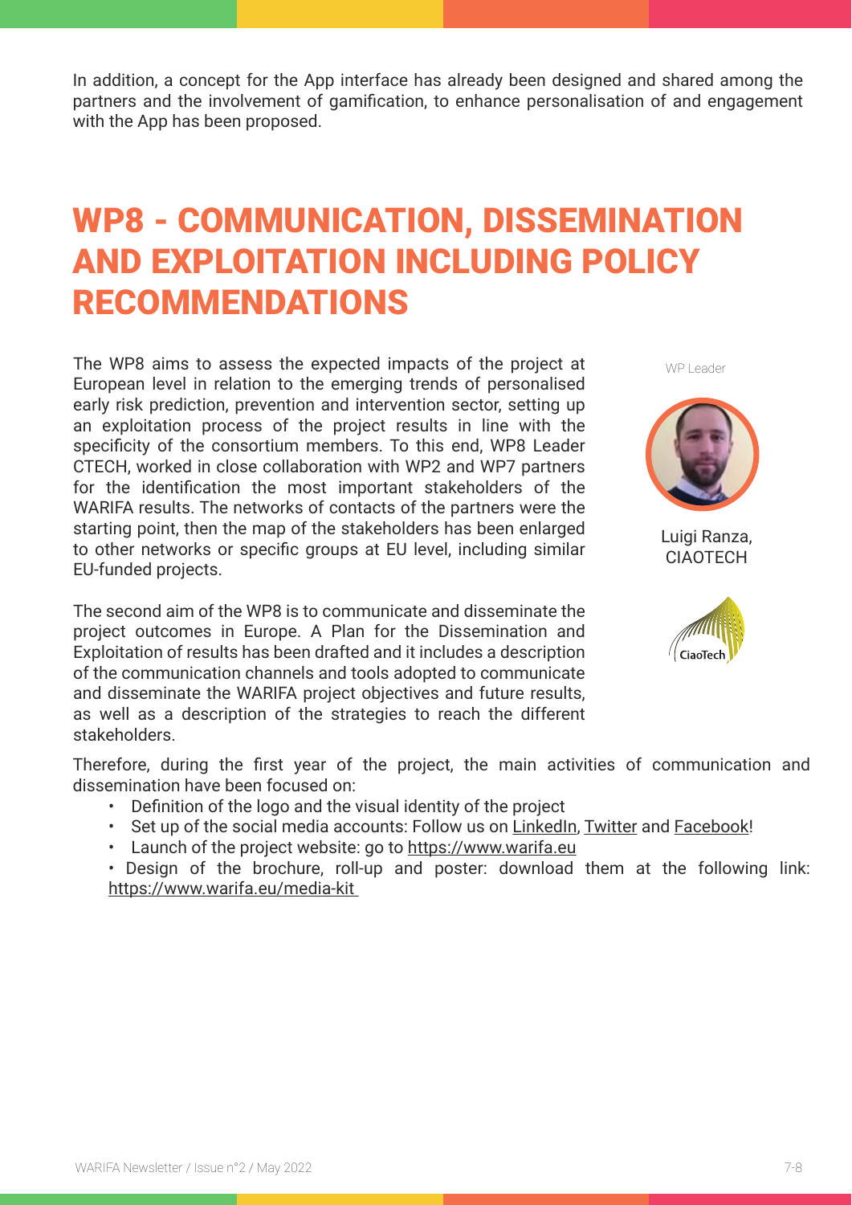In addition, a concept for the App interface has already been designed and shared among the partners and the involvement of gamification, to enhance personalisation of and engagement with the App has been proposed.

# WP8 - COMMUNICATION, DISSEMINATION AND EXPLOITATION INCLUDING POLICY RECOMMENDATIONS

WP Leader

Luigi Ranza, CIAOTECH

The WP8 aims to assess the expected impacts of the project at European level in relation to the emerging trends of personalised early risk prediction, prevention and intervention sector, setting up an exploitation process of the project results in line with the specificity of the consortium members. To this end, WP8 Leader CTECH, worked in close collaboration with WP2 and WP7 partners for the identification the most important stakeholders of the WARIFA results. The networks of contacts of the partners were the starting point, then the map of the stakeholders has been enlarged to other networks or specific groups at EU level, including similar EU-funded projects.

The second aim of the WP8 is to communicate and disseminate the project outcomes in Europe. A Plan for the Dissemination and Exploitation of results has been drafted and it includes a description of the communication channels and tools adopted to communicate and disseminate the WARIFA project objectives and future results, as well as a description of the strategies to reach the different stakeholders.

Therefore, during the first year of the project, the main activities of communication and dissemination have been focused on:

- Definition of the logo and the visual identity of the project
- Set up of the social media accounts: Follow us on LinkedIn, Twitter and Facebook!
- Launch of the project website: go to https://www.warifa.eu
- Design of the brochure, roll-up and poster: download them at the following link: https://www.warifa.eu/media-kit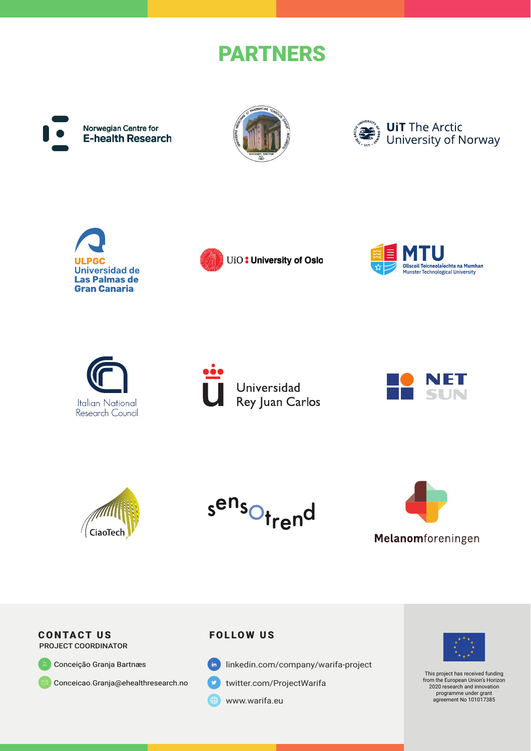# PARTNERS

Norwegian Centre for E-health Research

UiT The Arctic University of Norway

ULPGC Universidad de Las Palmas de Gran Canaria

UiO : University of Oslo

MTU Ollscoil Teicneolaíochta na Mumhan Munster Technological University

Italian National Research Council

Universidad Rey Juan Carlos

NET SUN

CiaoTech

sensotrend

Melanomforeningen

## CONTACT US

**PROJECT COORDINATOR**

Conceição Granja Bartnæs

Conceicao.Granja@ehealthresearch.no

## FOLLOW US

linkedin.com/company/warifa-project

twitter.com/ProjectWarifa

www.warifa.eu

This project has received funding from the European Union's Horizon 2020 research and innovation programme under grant agreement No 101017385